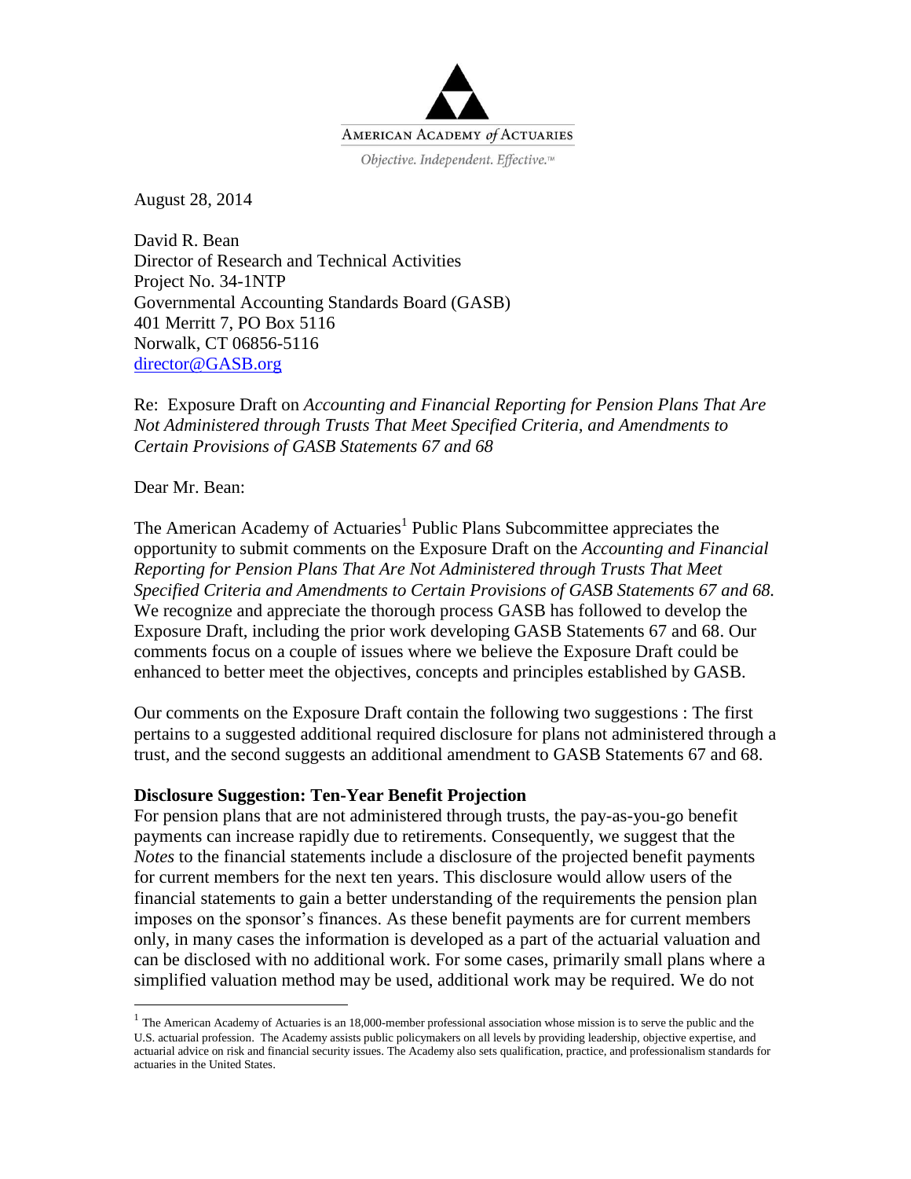AMERICAN ACADEMY *of* ACTUARIES

*Objective. Independent. Effective.*™

August 28, 2014

David R. Bean
Director of Research and Technical Activities
Project No. 34-1NTP
Governmental Accounting Standards Board (GASB)
401 Merritt 7, PO Box 5116
Norwalk, CT 06856-5116
director@GASB.org

Re: Exposure Draft on *Accounting and Financial Reporting for Pension Plans That Are Not Administered through Trusts That Meet Specified Criteria, and Amendments to Certain Provisions of GASB Statements 67 and 68*

Dear Mr. Bean:

The American Academy of Actuaries[1] Public Plans Subcommittee appreciates the opportunity to submit comments on the Exposure Draft on the *Accounting and Financial Reporting for Pension Plans That Are Not Administered through Trusts That Meet Specified Criteria and Amendments to Certain Provisions of GASB Statements 67 and 68.* We recognize and appreciate the thorough process GASB has followed to develop the Exposure Draft, including the prior work developing GASB Statements 67 and 68. Our comments focus on a couple of issues where we believe the Exposure Draft could be enhanced to better meet the objectives, concepts and principles established by GASB.

Our comments on the Exposure Draft contain the following two suggestions : The first pertains to a suggested additional required disclosure for plans not administered through a trust, and the second suggests an additional amendment to GASB Statements 67 and 68.

**Disclosure Suggestion: Ten-Year Benefit Projection**

For pension plans that are not administered through trusts, the pay-as-you-go benefit payments can increase rapidly due to retirements. Consequently, we suggest that the *Notes* to the financial statements include a disclosure of the projected benefit payments for current members for the next ten years. This disclosure would allow users of the financial statements to gain a better understanding of the requirements the pension plan imposes on the sponsor's finances. As these benefit payments are for current members only, in many cases the information is developed as a part of the actuarial valuation and can be disclosed with no additional work. For some cases, primarily small plans where a simplified valuation method may be used, additional work may be required. We do not

[1] The American Academy of Actuaries is an 18,000-member professional association whose mission is to serve the public and the U.S. actuarial profession. The Academy assists public policymakers on all levels by providing leadership, objective expertise, and actuarial advice on risk and financial security issues. The Academy also sets qualification, practice, and professionalism standards for actuaries in the United States.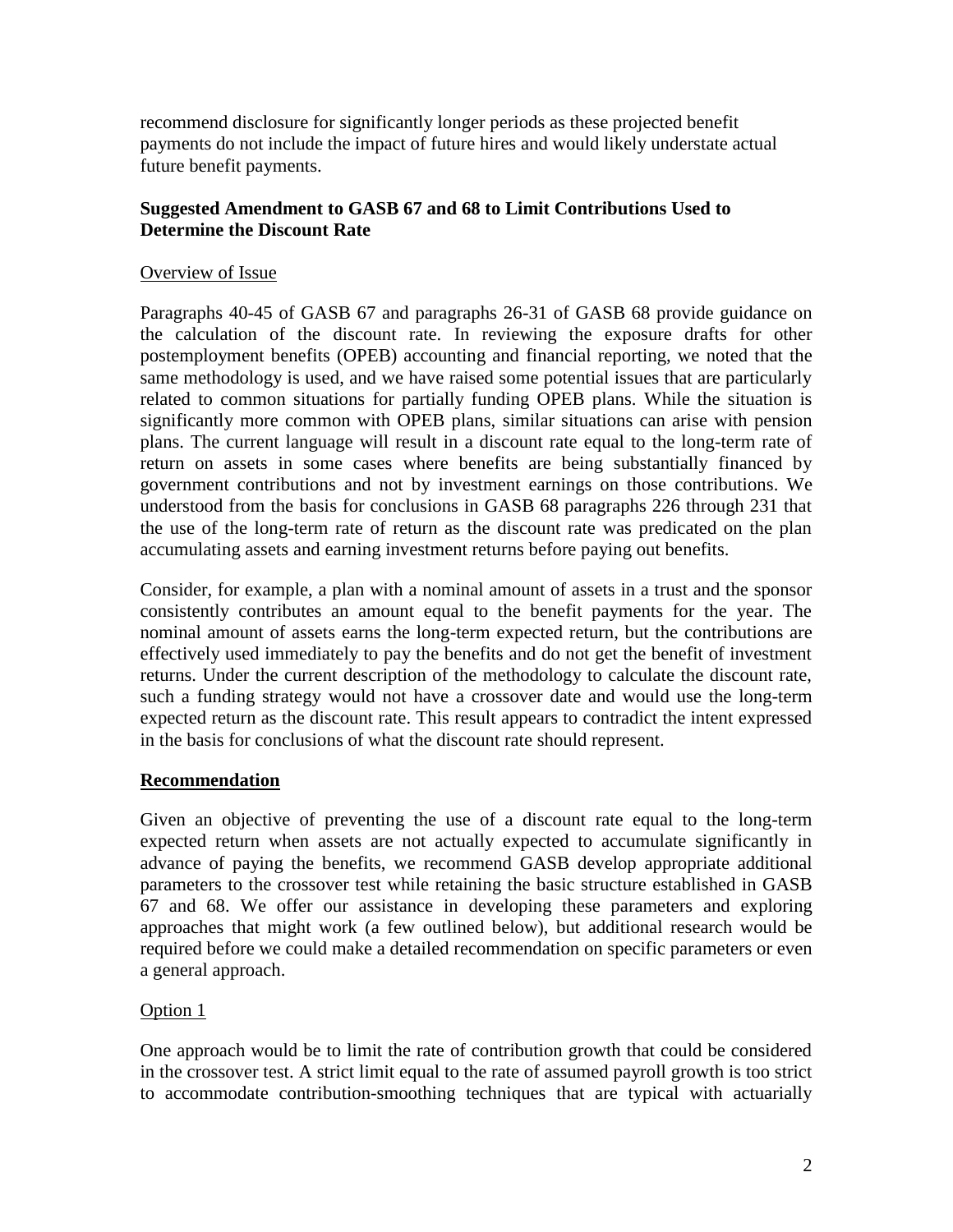recommend disclosure for significantly longer periods as these projected benefit payments do not include the impact of future hires and would likely understate actual future benefit payments.

**Suggested Amendment to GASB 67 and 68 to Limit Contributions Used to Determine the Discount Rate**

Overview of Issue

Paragraphs 40-45 of GASB 67 and paragraphs 26-31 of GASB 68 provide guidance on the calculation of the discount rate. In reviewing the exposure drafts for other postemployment benefits (OPEB) accounting and financial reporting, we noted that the same methodology is used, and we have raised some potential issues that are particularly related to common situations for partially funding OPEB plans. While the situation is significantly more common with OPEB plans, similar situations can arise with pension plans. The current language will result in a discount rate equal to the long-term rate of return on assets in some cases where benefits are being substantially financed by government contributions and not by investment earnings on those contributions. We understood from the basis for conclusions in GASB 68 paragraphs 226 through 231 that the use of the long-term rate of return as the discount rate was predicated on the plan accumulating assets and earning investment returns before paying out benefits.

Consider, for example, a plan with a nominal amount of assets in a trust and the sponsor consistently contributes an amount equal to the benefit payments for the year. The nominal amount of assets earns the long-term expected return, but the contributions are effectively used immediately to pay the benefits and do not get the benefit of investment returns. Under the current description of the methodology to calculate the discount rate, such a funding strategy would not have a crossover date and would use the long-term expected return as the discount rate. This result appears to contradict the intent expressed in the basis for conclusions of what the discount rate should represent.

**Recommendation**

Given an objective of preventing the use of a discount rate equal to the long-term expected return when assets are not actually expected to accumulate significantly in advance of paying the benefits, we recommend GASB develop appropriate additional parameters to the crossover test while retaining the basic structure established in GASB 67 and 68. We offer our assistance in developing these parameters and exploring approaches that might work (a few outlined below), but additional research would be required before we could make a detailed recommendation on specific parameters or even a general approach.

Option 1

One approach would be to limit the rate of contribution growth that could be considered in the crossover test. A strict limit equal to the rate of assumed payroll growth is too strict to accommodate contribution-smoothing techniques that are typical with actuarially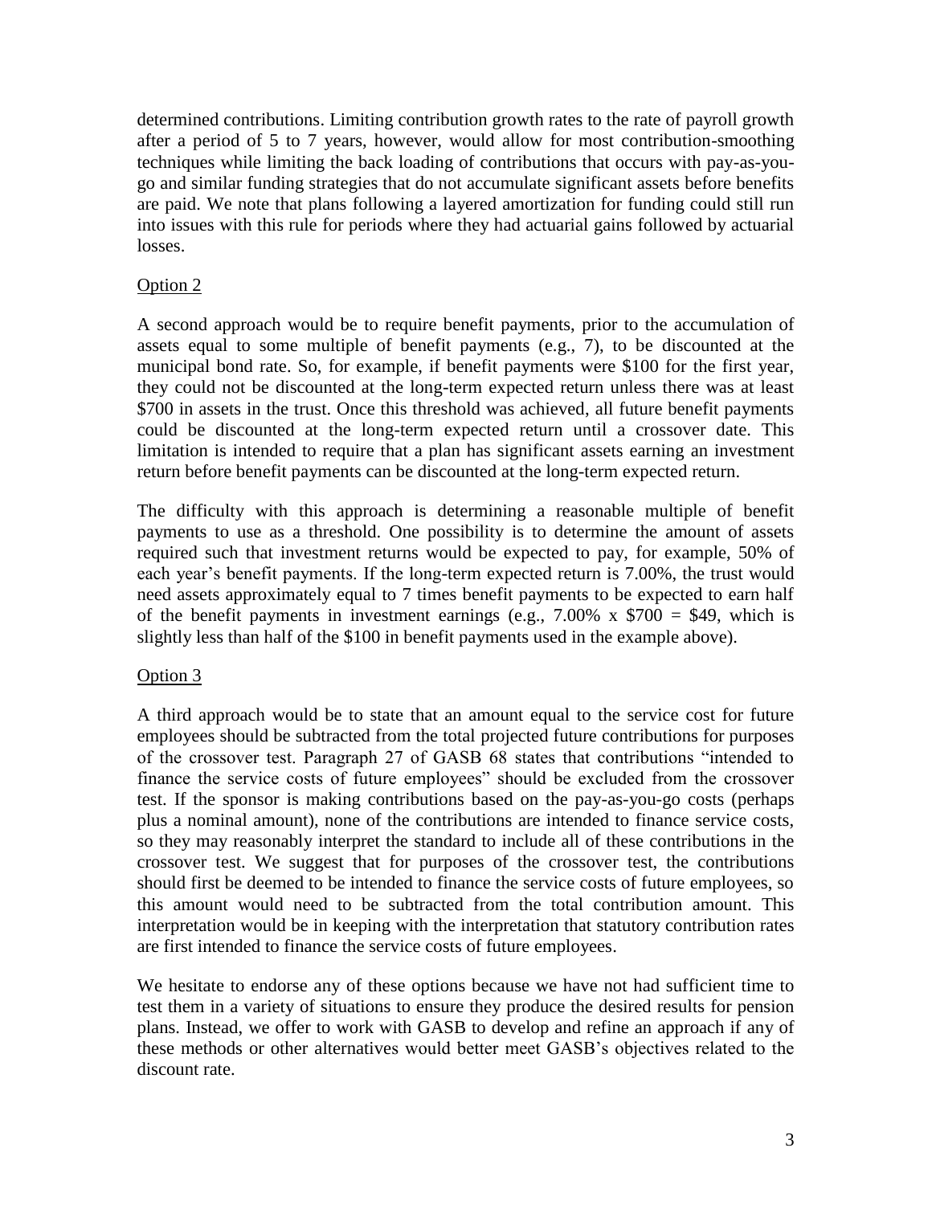determined contributions. Limiting contribution growth rates to the rate of payroll growth after a period of 5 to 7 years, however, would allow for most contribution-smoothing techniques while limiting the back loading of contributions that occurs with pay-as-you-go and similar funding strategies that do not accumulate significant assets before benefits are paid. We note that plans following a layered amortization for funding could still run into issues with this rule for periods where they had actuarial gains followed by actuarial losses.

Option 2

A second approach would be to require benefit payments, prior to the accumulation of assets equal to some multiple of benefit payments (e.g., 7), to be discounted at the municipal bond rate. So, for example, if benefit payments were $100 for the first year, they could not be discounted at the long-term expected return unless there was at least $700 in assets in the trust. Once this threshold was achieved, all future benefit payments could be discounted at the long-term expected return until a crossover date. This limitation is intended to require that a plan has significant assets earning an investment return before benefit payments can be discounted at the long-term expected return.

The difficulty with this approach is determining a reasonable multiple of benefit payments to use as a threshold. One possibility is to determine the amount of assets required such that investment returns would be expected to pay, for example, 50% of each year's benefit payments. If the long-term expected return is 7.00%, the trust would need assets approximately equal to 7 times benefit payments to be expected to earn half of the benefit payments in investment earnings (e.g., 7.00% x $700 = $49, which is slightly less than half of the $100 in benefit payments used in the example above).

Option 3

A third approach would be to state that an amount equal to the service cost for future employees should be subtracted from the total projected future contributions for purposes of the crossover test. Paragraph 27 of GASB 68 states that contributions "intended to finance the service costs of future employees" should be excluded from the crossover test. If the sponsor is making contributions based on the pay-as-you-go costs (perhaps plus a nominal amount), none of the contributions are intended to finance service costs, so they may reasonably interpret the standard to include all of these contributions in the crossover test. We suggest that for purposes of the crossover test, the contributions should first be deemed to be intended to finance the service costs of future employees, so this amount would need to be subtracted from the total contribution amount. This interpretation would be in keeping with the interpretation that statutory contribution rates are first intended to finance the service costs of future employees.

We hesitate to endorse any of these options because we have not had sufficient time to test them in a variety of situations to ensure they produce the desired results for pension plans. Instead, we offer to work with GASB to develop and refine an approach if any of these methods or other alternatives would better meet GASB's objectives related to the discount rate.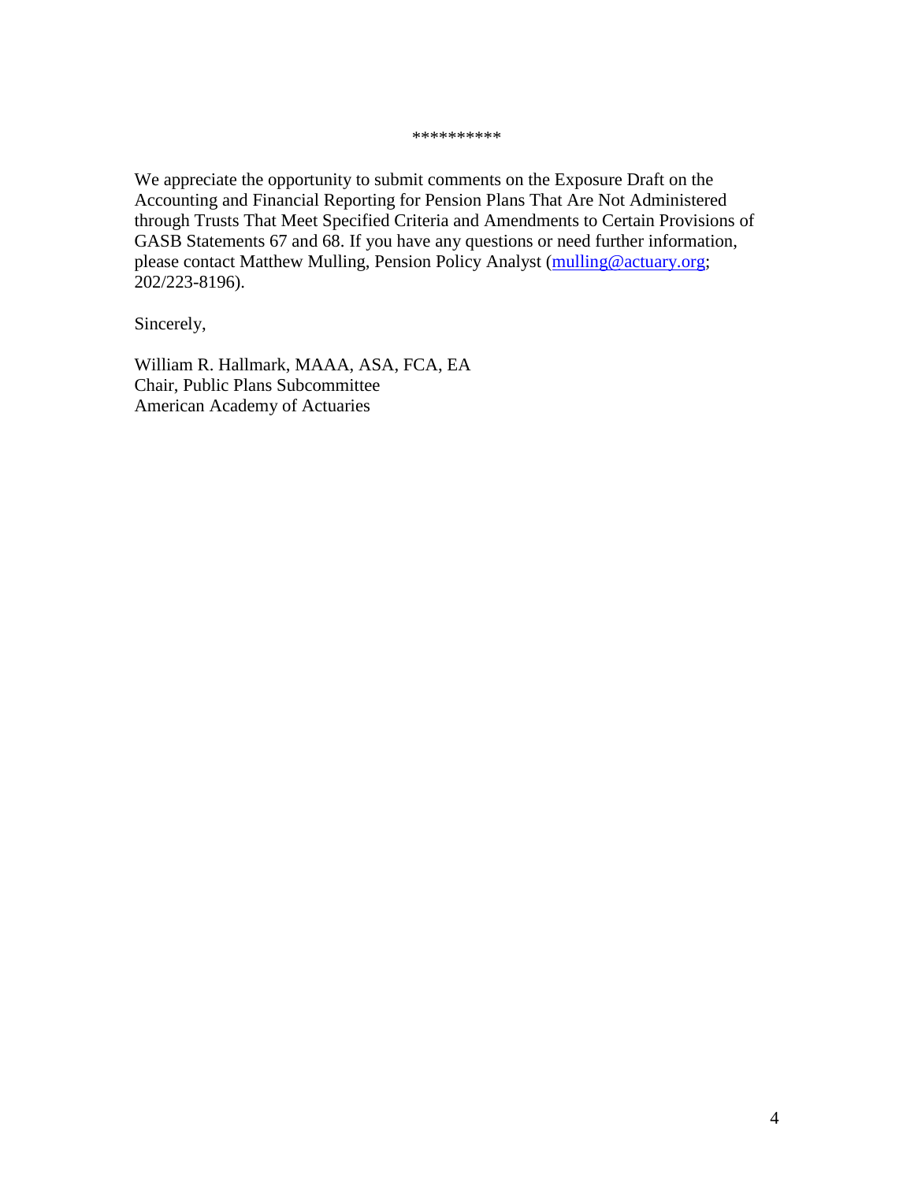\*\*\*\*\*\*\*\*\*\*

We appreciate the opportunity to submit comments on the Exposure Draft on the Accounting and Financial Reporting for Pension Plans That Are Not Administered through Trusts That Meet Specified Criteria and Amendments to Certain Provisions of GASB Statements 67 and 68. If you have any questions or need further information, please contact Matthew Mulling, Pension Policy Analyst (mulling@actuary.org; 202/223-8196).

Sincerely,

William R. Hallmark, MAAA, ASA, FCA, EA
Chair, Public Plans Subcommittee
American Academy of Actuaries